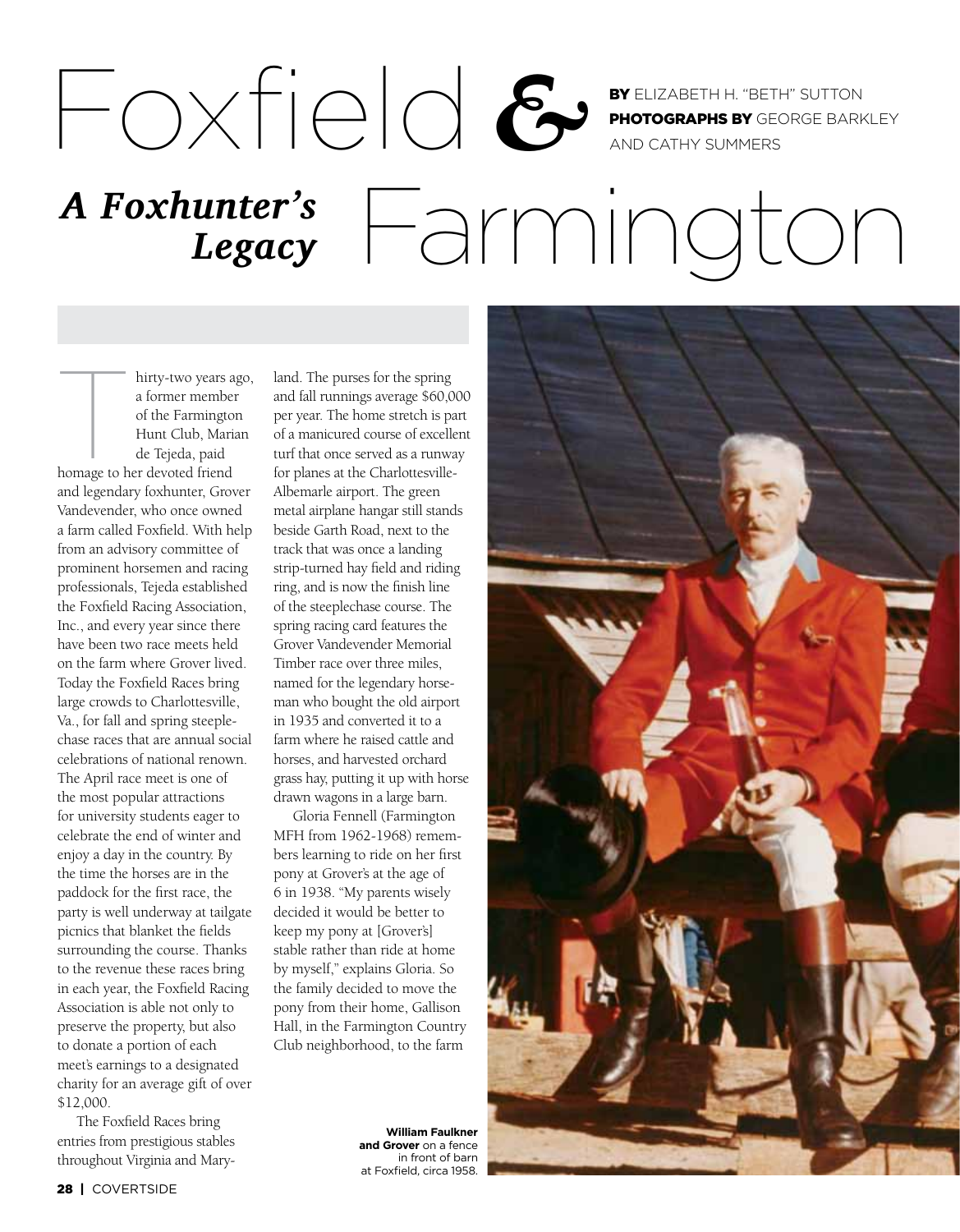# Foxfield & Farmington

## *A Foxhunter's Legacy*

**BY** ELIZABETH H. "BETH" SUTTON
**PHOTOGRAPHS BY** GEORGE BARKLEY AND CATHY SUMMERS

Thirty-two years ago, a former member of the Farmington Hunt Club, Marian de Tejeda, paid homage to her devoted friend and legendary foxhunter, Grover Vandevender, who once owned a farm called Foxfield. With help from an advisory committee of prominent horsemen and racing professionals, Tejeda established the Foxfield Racing Association, Inc., and every year since there have been two race meets held on the farm where Grover lived. Today the Foxfield Races bring large crowds to Charlottesville, Va., for fall and spring steeplechase races that are annual social celebrations of national renown. The April race meet is one of the most popular attractions for university students eager to celebrate the end of winter and enjoy a day in the country. By the time the horses are in the paddock for the first race, the party is well underway at tailgate picnics that blanket the fields surrounding the course. Thanks to the revenue these races bring in each year, the Foxfield Racing Association is able not only to preserve the property, but also to donate a portion of each meet's earnings to a designated charity for an average gift of over $12,000.

The Foxfield Races bring entries from prestigious stables throughout Virginia and Maryland. The purses for the spring and fall runnings average $60,000 per year. The home stretch is part of a manicured course of excellent turf that once served as a runway for planes at the Charlottesville-Albemarle airport. The green metal airplane hangar still stands beside Garth Road, next to the track that was once a landing strip-turned hay field and riding ring, and is now the finish line of the steeplechase course. The spring racing card features the Grover Vandevender Memorial Timber race over three miles, named for the legendary horseman who bought the old airport in 1935 and converted it to a farm where he raised cattle and horses, and harvested orchard grass hay, putting it up with horse drawn wagons in a large barn.

Gloria Fennell (Farmington MFH from 1962-1968) remembers learning to ride on her first pony at Grover's at the age of 6 in 1938. "My parents wisely decided it would be better to keep my pony at [Grover's] stable rather than ride at home by myself," explains Gloria. So the family decided to move the pony from their home, Gallison Hall, in the Farmington Country Club neighborhood, to the farm

**William Faulkner and Grover** on a fence in front of barn at Foxfield, circa 1958.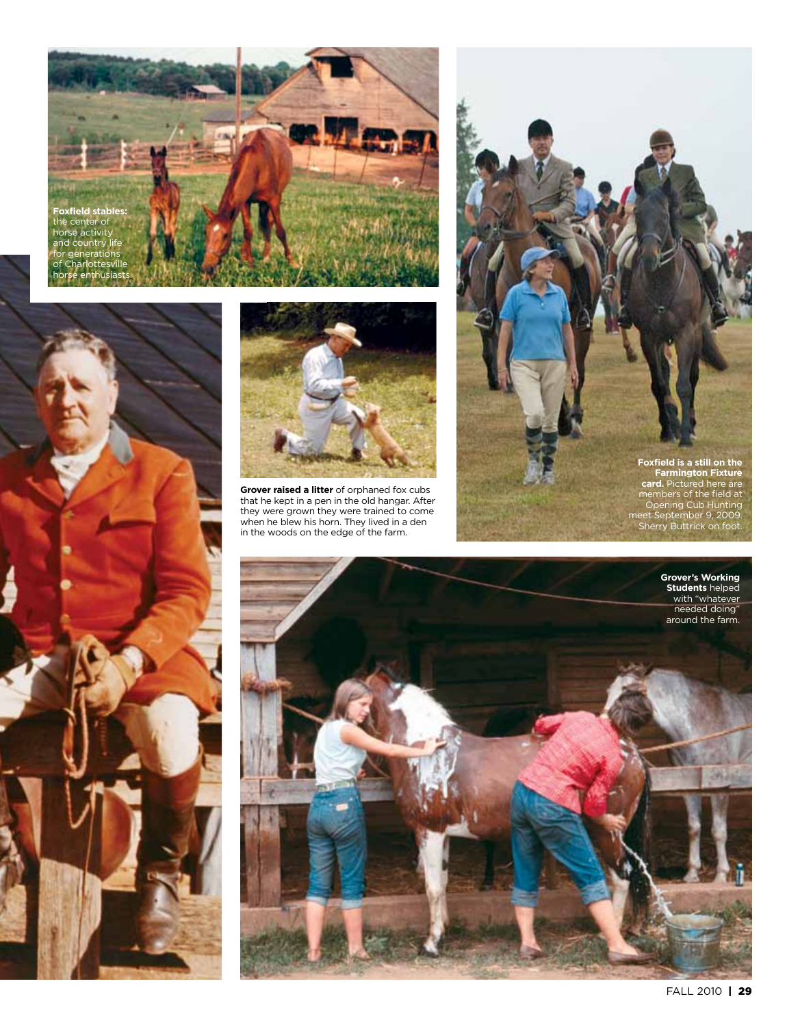**Foxfield stables:** the center of horse activity and country life for generations of Charlottesville horse enthusiasts.

**Grover raised a litter** of orphaned fox cubs that he kept in a pen in the old hangar. After they were grown they were trained to come when he blew his horn. They lived in a den in the woods on the edge of the farm.

**Foxfield is a still on the Farmington Fixture card.** Pictured here are members of the field at Opening Cub Hunting meet September 9, 2009. Sherry Buttrick on foot.

**Grover's Working Students** helped with "whatever needed doing" around the farm.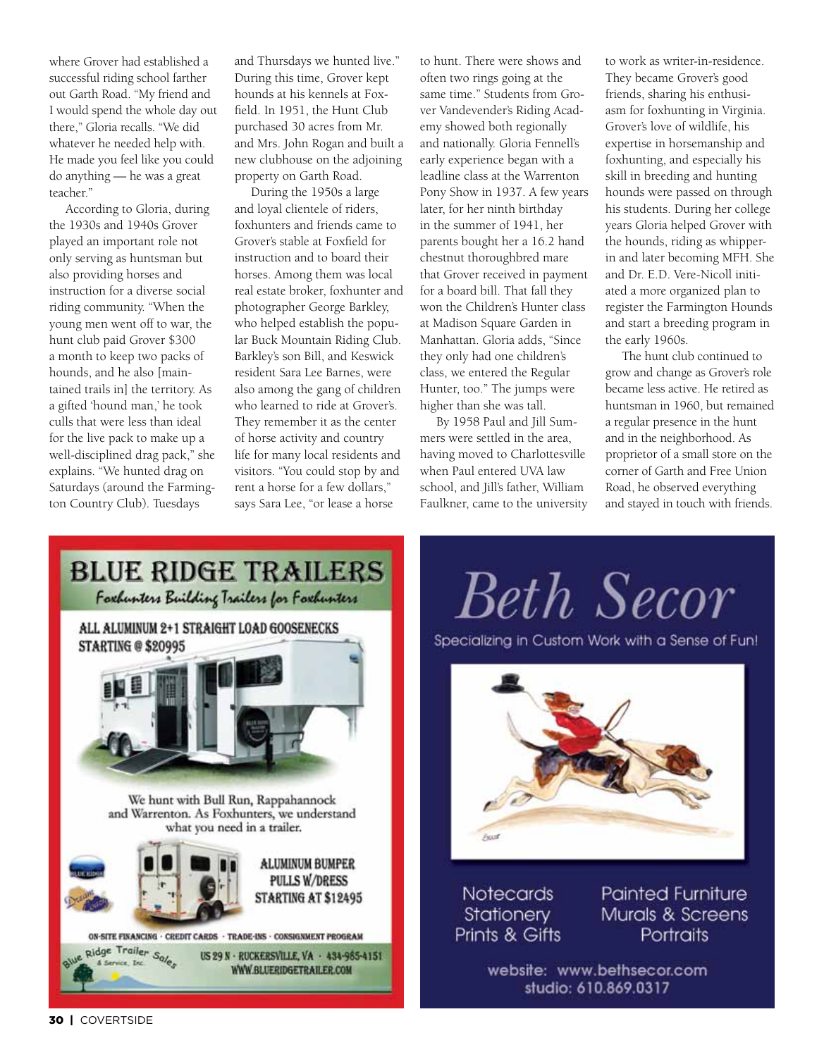where Grover had established a successful riding school farther out Garth Road. "My friend and I would spend the whole day out there," Gloria recalls. "We did whatever he needed help with. He made you feel like you could do anything — he was a great teacher."

According to Gloria, during the 1930s and 1940s Grover played an important role not only serving as huntsman but also providing horses and instruction for a diverse social riding community. "When the young men went off to war, the hunt club paid Grover $300 a month to keep two packs of hounds, and he also [maintained trails in] the territory. As a gifted 'hound man,' he took culls that were less than ideal for the live pack to make up a well-disciplined drag pack," she explains. "We hunted drag on Saturdays (around the Farmington Country Club). Tuesdays and Thursdays we hunted live." During this time, Grover kept hounds at his kennels at Foxfield. In 1951, the Hunt Club purchased 30 acres from Mr. and Mrs. John Rogan and built a new clubhouse on the adjoining property on Garth Road.

During the 1950s a large and loyal clientele of riders, foxhunters and friends came to Grover's stable at Foxfield for instruction and to board their horses. Among them was local real estate broker, foxhunter and photographer George Barkley, who helped establish the popular Buck Mountain Riding Club. Barkley's son Bill, and Keswick resident Sara Lee Barnes, were also among the gang of children who learned to ride at Grover's. They remember it as the center of horse activity and country life for many local residents and visitors. "You could stop by and rent a horse for a few dollars," says Sara Lee, "or lease a horse to hunt. There were shows and often two rings going at the same time." Students from Grover Vandevender's Riding Academy showed both regionally and nationally. Gloria Fennell's early experience began with a leadline class at the Warrenton Pony Show in 1937. A few years later, for her ninth birthday in the summer of 1941, her parents bought her a 16.2 hand chestnut thoroughbred mare that Grover received in payment for a board bill. That fall they won the Children's Hunter class at Madison Square Garden in Manhattan. Gloria adds, "Since they only had one children's class, we entered the Regular Hunter, too." The jumps were higher than she was tall.

By 1958 Paul and Jill Summers were settled in the area, having moved to Charlottesville when Paul entered UVA law school, and Jill's father, William Faulkner, came to the university to work as writer-in-residence. They became Grover's good friends, sharing his enthusiasm for foxhunting in Virginia. Grover's love of wildlife, his expertise in horsemanship and foxhunting, and especially his skill in breeding and hunting hounds were passed on through his students. During her college years Gloria helped Grover with the hounds, riding as whipper-in and later becoming MFH. She and Dr. E.D. Vere-Nicoll initiated a more organized plan to register the Farmington Hounds and start a breeding program in the early 1960s.

The hunt club continued to grow and change as Grover's role became less active. He retired as huntsman in 1960, but remained a regular presence in the hunt and in the neighborhood. As proprietor of a small store on the corner of Garth and Free Union Road, he observed everything and stayed in touch with friends.

## BLUE RIDGE TRAILERS

*Foxhunters Building Trailers for Foxhunters*

ALL ALUMINUM 2+1 STRAIGHT LOAD GOOSENECKS STARTING @ $20995

We hunt with Bull Run, Rappahannock and Warrenton. As Foxhunters, we understand what you need in a trailer.

ALUMINUM BUMPER PULLS W/DRESS STARTING AT $12495

ON-SITE FINANCING · CREDIT CARDS · TRADE-INS · CONSIGNMENT PROGRAM

Blue Ridge Trailer Sales & Service, Inc.

US 29 N · RUCKERSVILLE, VA · 434-985-4151
WWW.BLUERIDGETRAILER.COM

## Beth Secor

Specializing in Custom Work with a Sense of Fun!

Notecards
Stationery
Prints & Gifts

Painted Furniture
Murals & Screens
Portraits

website: www.bethsecor.com
studio: 610.869.0317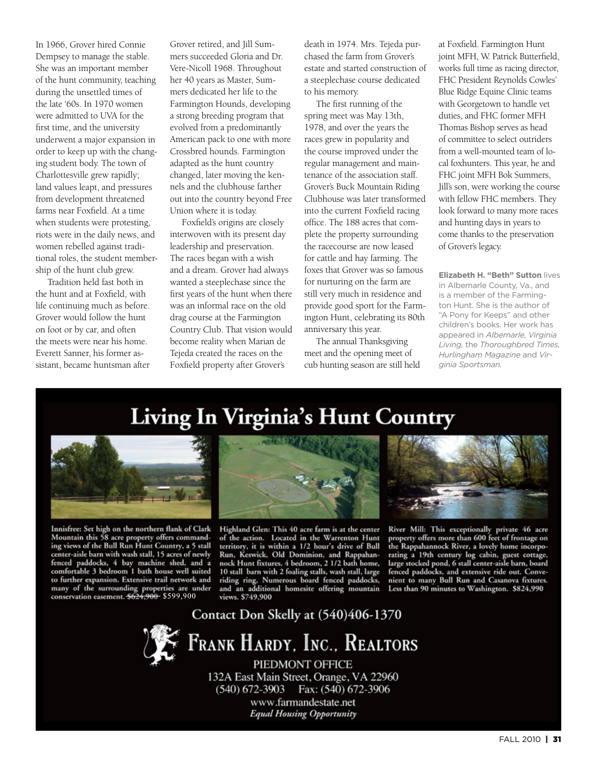In 1966, Grover hired Connie Dempsey to manage the stable. She was an important member of the hunt community, teaching during the unsettled times of the late '60s. In 1970 women were admitted to UVA for the first time, and the university underwent a major expansion in order to keep up with the changing student body. The town of Charlottesville grew rapidly; land values leapt, and pressures from development threatened farms near Foxfield. At a time when students were protesting, riots were in the daily news, and women rebelled against traditional roles, the student membership of the hunt club grew.

Tradition held fast both in the hunt and at Foxfield, with life continuing much as before. Grover would follow the hunt on foot or by car, and often the meets were near his home. Everett Sanner, his former assistant, became huntsman after Grover retired, and Jill Summers succeeded Gloria and Dr. Vere-Nicoll 1968. Throughout her 40 years as Master, Summers dedicated her life to the Farmington Hounds, developing a strong breeding program that evolved from a predominantly American pack to one with more Crossbred hounds. Farmington adapted as the hunt country changed, later moving the kennels and the clubhouse farther out into the country beyond Free Union where it is today.

Foxfield's origins are closely interwoven with its present day leadership and preservation. The races began with a wish and a dream. Grover had always wanted a steeplechase since the first years of the hunt when there was an informal race on the old drag course at the Farmington Country Club. That vision would become reality when Marian de Tejeda created the races on the Foxfield property after Grover's death in 1974. Mrs. Tejeda purchased the farm from Grover's estate and started construction of a steeplechase course dedicated to his memory.

The first running of the spring meet was May 13th, 1978, and over the years the races grew in popularity and the course improved under the regular management and maintenance of the association staff. Grover's Buck Mountain Riding Clubhouse was later transformed into the current Foxfield racing office. The 188 acres that complete the property surrounding the racecourse are now leased for cattle and hay farming. The foxes that Grover was so famous for nurturing on the farm are still very much in residence and provide good sport for the Farmington Hunt, celebrating its 80th anniversary this year.

The annual Thanksgiving meet and the opening meet of cub hunting season are still held at Foxfield. Farmington Hunt joint MFH, W. Patrick Butterfield, works full time as racing director, FHC President Reynolds Cowles' Blue Ridge Equine Clinic teams with Georgetown to handle vet duties, and FHC former MFH Thomas Bishop serves as head of committee to select outriders from a well-mounted team of local foxhunters. This year, he and FHC joint MFH Bok Summers, Jill's son, were working the course with fellow FHC members. They look forward to many more races and hunting days in years to come thanks to the preservation of Grover's legacy.

**Elizabeth H. "Beth" Sutton** lives in Albemarle County, Va., and is a member of the Farmington Hunt. She is the author of "A Pony for Keeps" and other children's books. Her work has appeared in *Albemarle, Virginia Living,* the *Thoroughbred Times, Hurlingham Magazine* and *Virginia Sportsman.*

# Living In Virginia's Hunt Country

Innisfree: Set high on the northern flank of Clark Mountain this 58 acre property offers commanding views of the Bull Run Hunt Country, a 5 stall center-aisle barn with wash stall, 15 acres of newly fenced paddocks, 4 bay machine shed, and a comfortable 3 bedroom 1 bath house well suited to further expansion. Extensive trail network and many of the surrounding properties are under conservation easement. ~~$624,900~~ $599,900

Highland Glen: This 40 acre farm is at the center of the action. Located in the Warrenton Hunt territory, it is within a 1/2 hour's drive of Bull Run, Keswick, Old Dominion, and Rappahannock Hunt fixtures. 4 bedroom, 2 1/2 bath home, 10 stall barn with 2 foaling stalls, wash stall, large riding ring. Numerous board fenced paddocks, and an additional homesite offering mountain views. $749,900

River Mill: This exceptionally private 46 acre property offers more than 600 feet of frontage on the Rappahannock River, a lovely home incorporating a 19th century log cabin, guest cottage, large stocked pond, 6 stall center-aisle barn, board fenced paddocks, and extensive ride out. Convenient to many Bull Run and Casanova fixtures. Less than 90 minutes to Washington. $824,990

Contact Don Skelly at (540)406-1370

FRANK HARDY, INC., REALTORS

PIEDMONT OFFICE
132A East Main Street, Orange, VA 22960
(540) 672-3903 Fax: (540) 672-3906
www.farmandestate.net
*Equal Housing Opportunity*